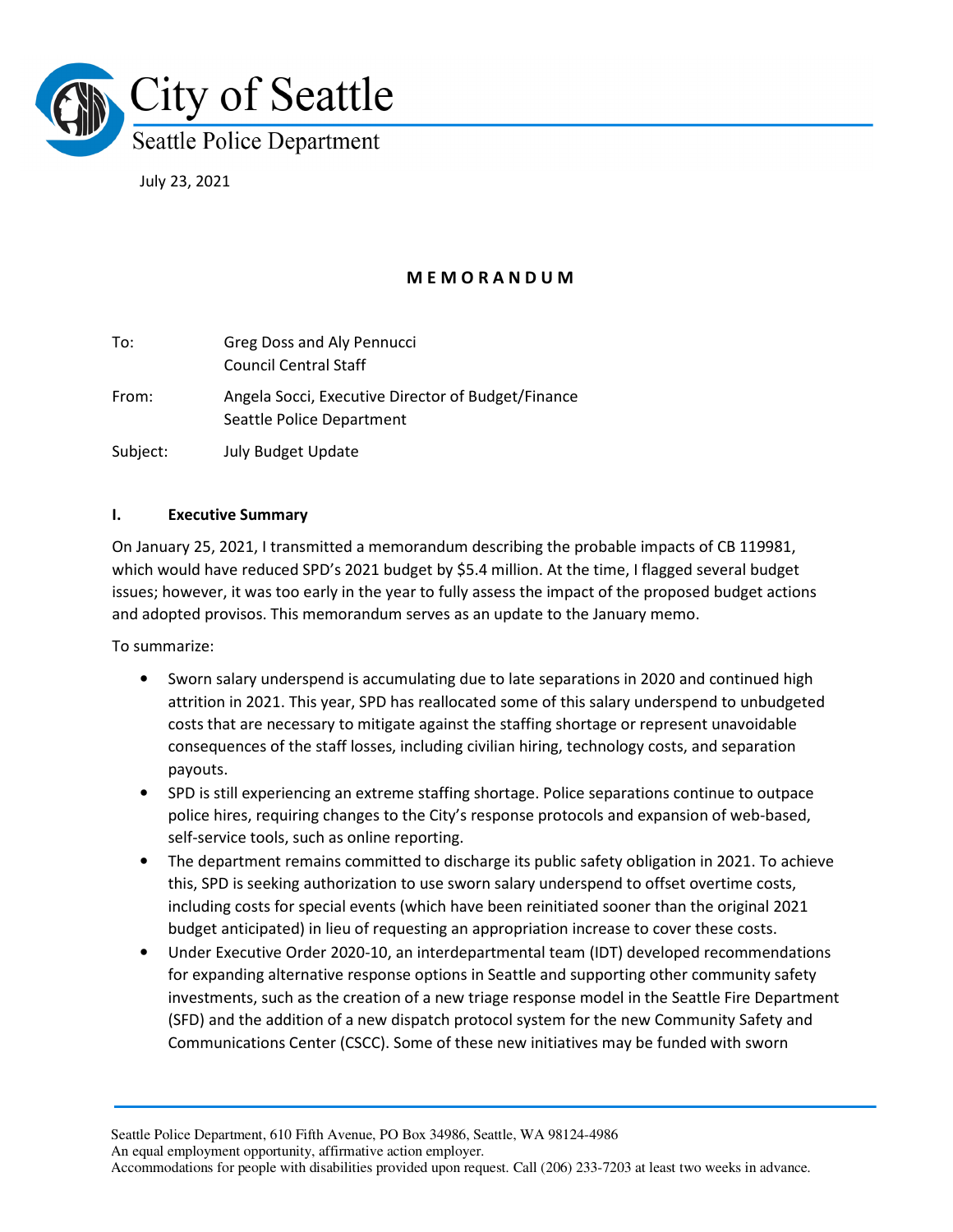# City of Seattle

## Seattle Police Department

July 23, 2021

**M E M O R A N D U M**

To: Greg Doss and Aly Pennucci
Council Central Staff

From: Angela Socci, Executive Director of Budget/Finance
Seattle Police Department

Subject: July Budget Update

### I. Executive Summary

On January 25, 2021, I transmitted a memorandum describing the probable impacts of CB 119981, which would have reduced SPD's 2021 budget by $5.4 million. At the time, I flagged several budget issues; however, it was too early in the year to fully assess the impact of the proposed budget actions and adopted provisos. This memorandum serves as an update to the January memo.

To summarize:

- Sworn salary underspend is accumulating due to late separations in 2020 and continued high attrition in 2021. This year, SPD has reallocated some of this salary underspend to unbudgeted costs that are necessary to mitigate against the staffing shortage or represent unavoidable consequences of the staff losses, including civilian hiring, technology costs, and separation payouts.
- SPD is still experiencing an extreme staffing shortage. Police separations continue to outpace police hires, requiring changes to the City's response protocols and expansion of web-based, self-service tools, such as online reporting.
- The department remains committed to discharge its public safety obligation in 2021. To achieve this, SPD is seeking authorization to use sworn salary underspend to offset overtime costs, including costs for special events (which have been reinitiated sooner than the original 2021 budget anticipated) in lieu of requesting an appropriation increase to cover these costs.
- Under Executive Order 2020-10, an interdepartmental team (IDT) developed recommendations for expanding alternative response options in Seattle and supporting other community safety investments, such as the creation of a new triage response model in the Seattle Fire Department (SFD) and the addition of a new dispatch protocol system for the new Community Safety and Communications Center (CSCC). Some of these new initiatives may be funded with sworn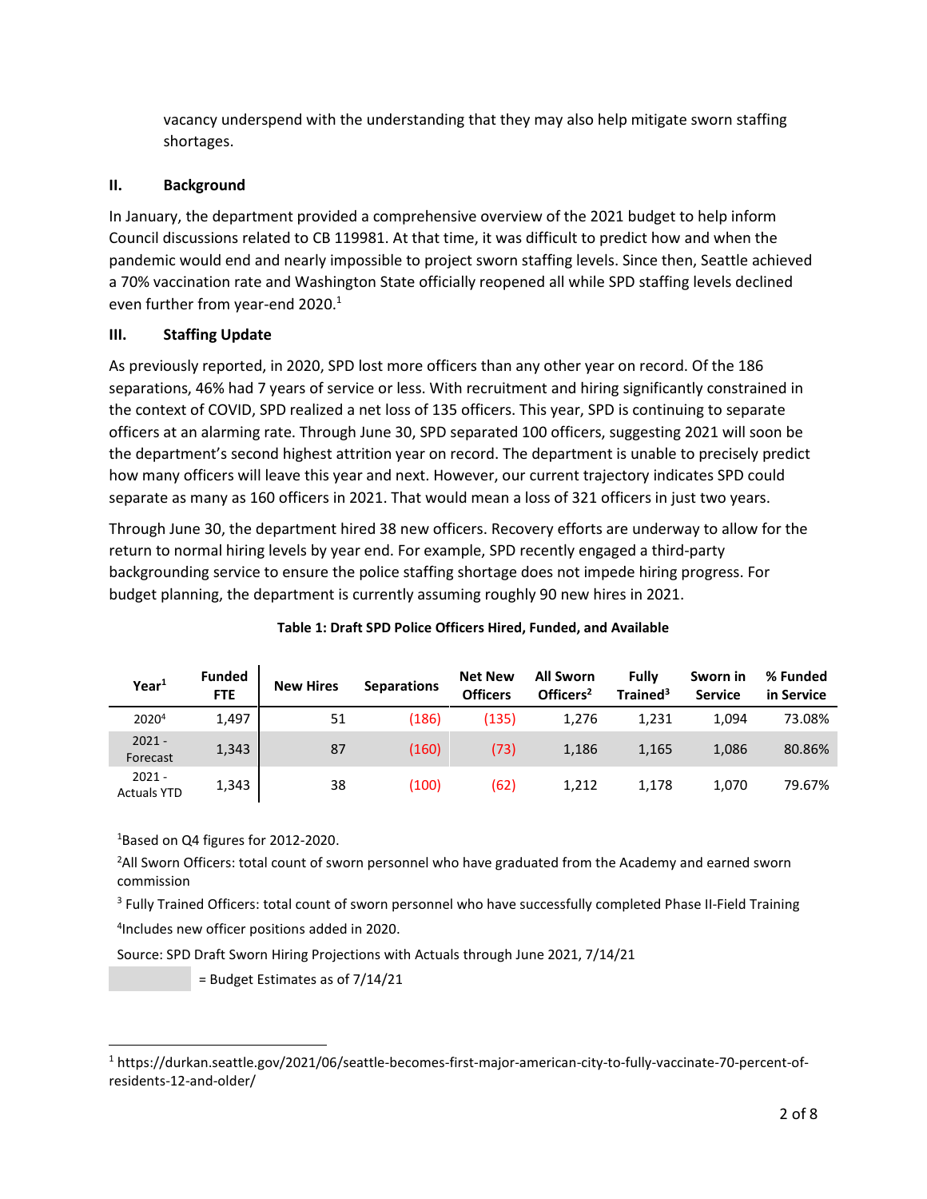vacancy underspend with the understanding that they may also help mitigate sworn staffing shortages.

## II. Background

In January, the department provided a comprehensive overview of the 2021 budget to help inform Council discussions related to CB 119981. At that time, it was difficult to predict how and when the pandemic would end and nearly impossible to project sworn staffing levels. Since then, Seattle achieved a 70% vaccination rate and Washington State officially reopened all while SPD staffing levels declined even further from year-end 2020.[1]

## III. Staffing Update

As previously reported, in 2020, SPD lost more officers than any other year on record. Of the 186 separations, 46% had 7 years of service or less. With recruitment and hiring significantly constrained in the context of COVID, SPD realized a net loss of 135 officers. This year, SPD is continuing to separate officers at an alarming rate. Through June 30, SPD separated 100 officers, suggesting 2021 will soon be the department's second highest attrition year on record. The department is unable to precisely predict how many officers will leave this year and next. However, our current trajectory indicates SPD could separate as many as 160 officers in 2021. That would mean a loss of 321 officers in just two years.

Through June 30, the department hired 38 new officers. Recovery efforts are underway to allow for the return to normal hiring levels by year end. For example, SPD recently engaged a third-party backgrounding service to ensure the police staffing shortage does not impede hiring progress. For budget planning, the department is currently assuming roughly 90 new hires in 2021.

**Table 1: Draft SPD Police Officers Hired, Funded, and Available**

| Year[1] | Funded FTE | New Hires | Separations | Net New Officers | All Sworn Officers[2] | Fully Trained[3] | Sworn in Service | % Funded in Service |
|---|---|---|---|---|---|---|---|---|
| 2020[4] | 1,497 | 51 | (186) | (135) | 1,276 | 1,231 | 1,094 | 73.08% |
| 2021 - Forecast | 1,343 | 87 | (160) | (73) | 1,186 | 1,165 | 1,086 | 80.86% |
| 2021 - Actuals YTD | 1,343 | 38 | (100) | (62) | 1,212 | 1,178 | 1,070 | 79.67% |

[1]Based on Q4 figures for 2012-2020.

[2]All Sworn Officers: total count of sworn personnel who have graduated from the Academy and earned sworn commission

[3] Fully Trained Officers: total count of sworn personnel who have successfully completed Phase II-Field Training

[4]Includes new officer positions added in 2020.

Source: SPD Draft Sworn Hiring Projections with Actuals through June 2021, 7/14/21

(shaded) = Budget Estimates as of 7/14/21

---

[1] https://durkan.seattle.gov/2021/06/seattle-becomes-first-major-american-city-to-fully-vaccinate-70-percent-of-residents-12-and-older/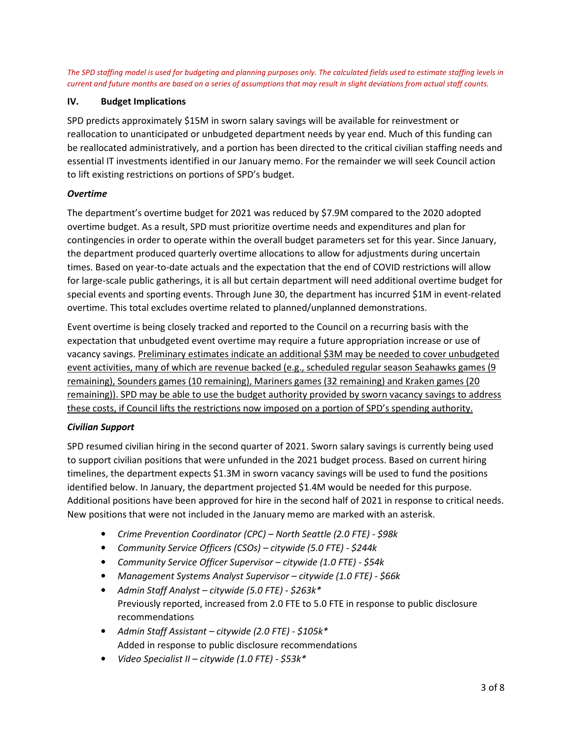*The SPD staffing model is used for budgeting and planning purposes only. The calculated fields used to estimate staffing levels in current and future months are based on a series of assumptions that may result in slight deviations from actual staff counts.*

## IV. Budget Implications

SPD predicts approximately $15M in sworn salary savings will be available for reinvestment or reallocation to unanticipated or unbudgeted department needs by year end. Much of this funding can be reallocated administratively, and a portion has been directed to the critical civilian staffing needs and essential IT investments identified in our January memo. For the remainder we will seek Council action to lift existing restrictions on portions of SPD's budget.

### *Overtime*

The department's overtime budget for 2021 was reduced by $7.9M compared to the 2020 adopted overtime budget. As a result, SPD must prioritize overtime needs and expenditures and plan for contingencies in order to operate within the overall budget parameters set for this year. Since January, the department produced quarterly overtime allocations to allow for adjustments during uncertain times. Based on year-to-date actuals and the expectation that the end of COVID restrictions will allow for large-scale public gatherings, it is all but certain department will need additional overtime budget for special events and sporting events. Through June 30, the department has incurred $1M in event-related overtime. This total excludes overtime related to planned/unplanned demonstrations.

Event overtime is being closely tracked and reported to the Council on a recurring basis with the expectation that unbudgeted event overtime may require a future appropriation increase or use of vacancy savings. <u>Preliminary estimates indicate an additional $3M may be needed to cover unbudgeted event activities, many of which are revenue backed (e.g., scheduled regular season Seahawks games (9 remaining), Sounders games (10 remaining), Mariners games (32 remaining) and Kraken games (20 remaining)). SPD may be able to use the budget authority provided by sworn vacancy savings to address these costs, if Council lifts the restrictions now imposed on a portion of SPD's spending authority.</u>

### *Civilian Support*

SPD resumed civilian hiring in the second quarter of 2021. Sworn salary savings is currently being used to support civilian positions that were unfunded in the 2021 budget process. Based on current hiring timelines, the department expects $1.3M in sworn vacancy savings will be used to fund the positions identified below. In January, the department projected $1.4M would be needed for this purpose. Additional positions have been approved for hire in the second half of 2021 in response to critical needs. New positions that were not included in the January memo are marked with an asterisk.

- *Crime Prevention Coordinator (CPC) – North Seattle (2.0 FTE) - $98k*
- *Community Service Officers (CSOs) – citywide (5.0 FTE) - $244k*
- *Community Service Officer Supervisor – citywide (1.0 FTE) - $54k*
- *Management Systems Analyst Supervisor – citywide (1.0 FTE) - $66k*
- *Admin Staff Analyst – citywide (5.0 FTE) - $263k**
  Previously reported, increased from 2.0 FTE to 5.0 FTE in response to public disclosure recommendations
- *Admin Staff Assistant – citywide (2.0 FTE) - $105k**
  Added in response to public disclosure recommendations
- *Video Specialist II – citywide (1.0 FTE) - $53k**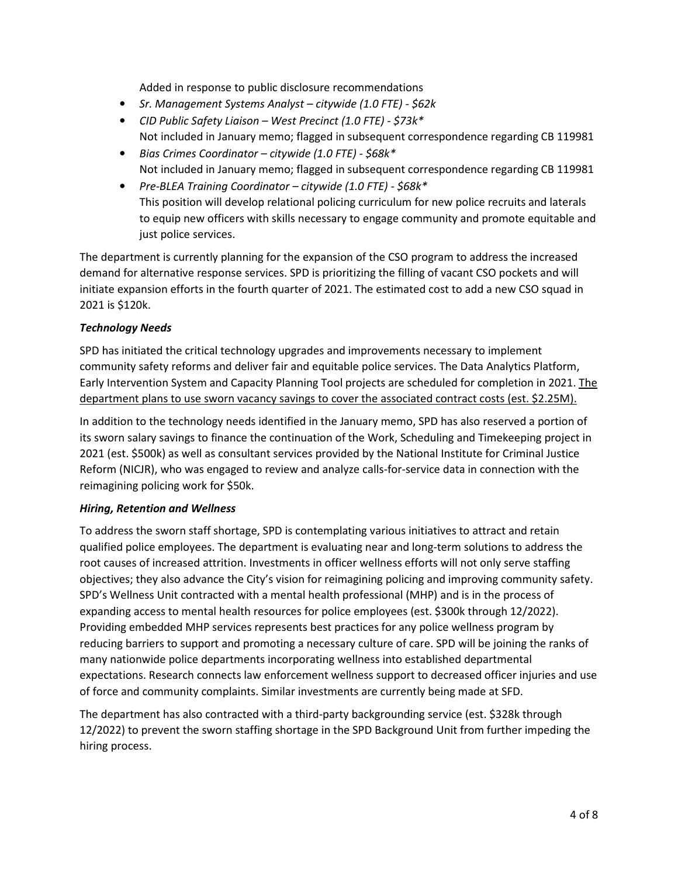Added in response to public disclosure recommendations

- *Sr. Management Systems Analyst – citywide (1.0 FTE) - $62k*
- *CID Public Safety Liaison – West Precinct (1.0 FTE) - $73k**
  Not included in January memo; flagged in subsequent correspondence regarding CB 119981
- *Bias Crimes Coordinator – citywide (1.0 FTE) - $68k**
  Not included in January memo; flagged in subsequent correspondence regarding CB 119981
- *Pre-BLEA Training Coordinator – citywide (1.0 FTE) - $68k**
  This position will develop relational policing curriculum for new police recruits and laterals to equip new officers with skills necessary to engage community and promote equitable and just police services.

The department is currently planning for the expansion of the CSO program to address the increased demand for alternative response services. SPD is prioritizing the filling of vacant CSO pockets and will initiate expansion efforts in the fourth quarter of 2021. The estimated cost to add a new CSO squad in 2021 is $120k.

### *Technology Needs*

SPD has initiated the critical technology upgrades and improvements necessary to implement community safety reforms and deliver fair and equitable police services. The Data Analytics Platform, Early Intervention System and Capacity Planning Tool projects are scheduled for completion in 2021. <u>The department plans to use sworn vacancy savings to cover the associated contract costs (est. $2.25M).</u>

In addition to the technology needs identified in the January memo, SPD has also reserved a portion of its sworn salary savings to finance the continuation of the Work, Scheduling and Timekeeping project in 2021 (est. $500k) as well as consultant services provided by the National Institute for Criminal Justice Reform (NICJR), who was engaged to review and analyze calls-for-service data in connection with the reimagining policing work for $50k.

### *Hiring, Retention and Wellness*

To address the sworn staff shortage, SPD is contemplating various initiatives to attract and retain qualified police employees. The department is evaluating near and long-term solutions to address the root causes of increased attrition. Investments in officer wellness efforts will not only serve staffing objectives; they also advance the City's vision for reimagining policing and improving community safety. SPD's Wellness Unit contracted with a mental health professional (MHP) and is in the process of expanding access to mental health resources for police employees (est. $300k through 12/2022). Providing embedded MHP services represents best practices for any police wellness program by reducing barriers to support and promoting a necessary culture of care. SPD will be joining the ranks of many nationwide police departments incorporating wellness into established departmental expectations. Research connects law enforcement wellness support to decreased officer injuries and use of force and community complaints. Similar investments are currently being made at SFD.

The department has also contracted with a third-party backgrounding service (est. $328k through 12/2022) to prevent the sworn staffing shortage in the SPD Background Unit from further impeding the hiring process.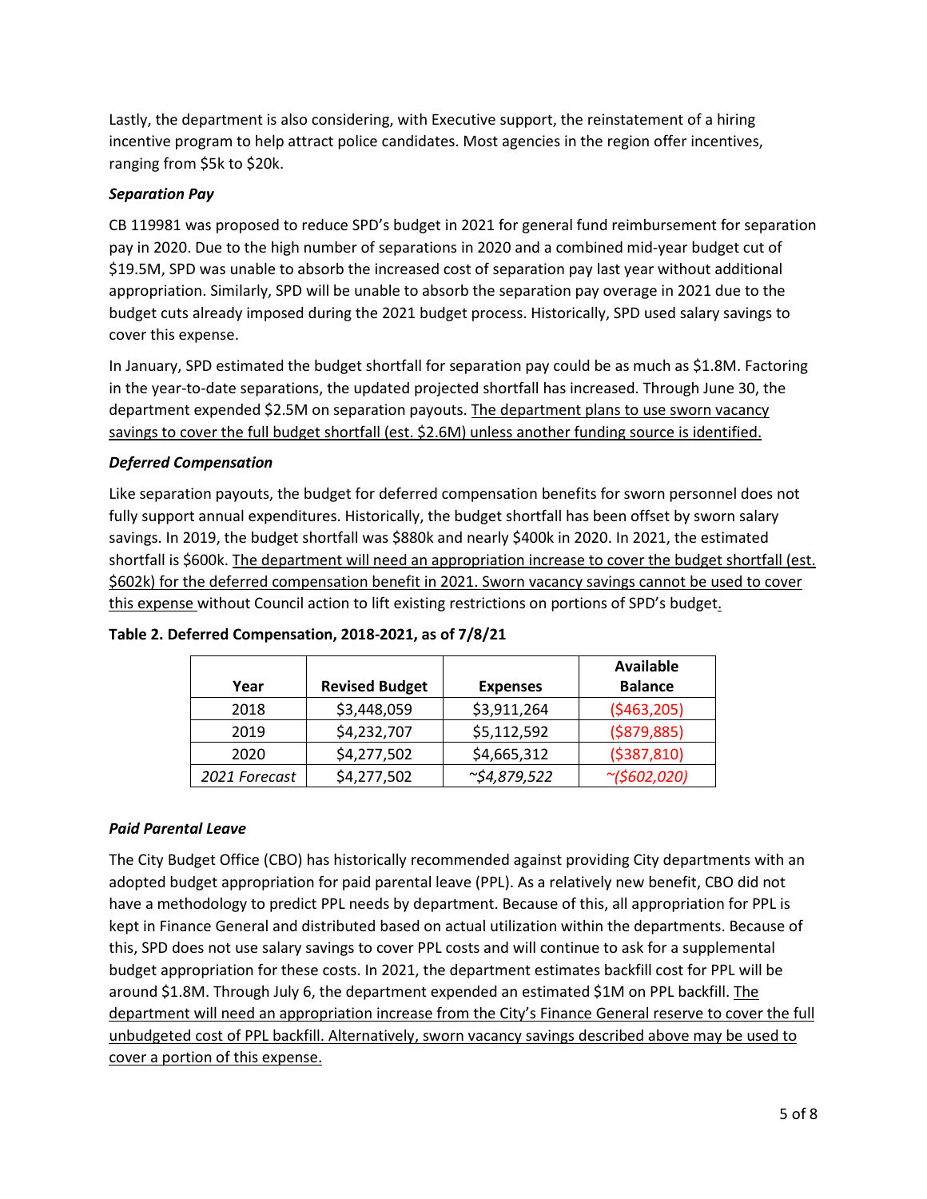Lastly, the department is also considering, with Executive support, the reinstatement of a hiring incentive program to help attract police candidates. Most agencies in the region offer incentives, ranging from $5k to $20k.

***Separation Pay***

CB 119981 was proposed to reduce SPD's budget in 2021 for general fund reimbursement for separation pay in 2020. Due to the high number of separations in 2020 and a combined mid-year budget cut of $19.5M, SPD was unable to absorb the increased cost of separation pay last year without additional appropriation. Similarly, SPD will be unable to absorb the separation pay overage in 2021 due to the budget cuts already imposed during the 2021 budget process. Historically, SPD used salary savings to cover this expense.

In January, SPD estimated the budget shortfall for separation pay could be as much as $1.8M. Factoring in the year-to-date separations, the updated projected shortfall has increased. Through June 30, the department expended $2.5M on separation payouts. <u>The department plans to use sworn vacancy savings to cover the full budget shortfall (est. $2.6M) unless another funding source is identified.</u>

***Deferred Compensation***

Like separation payouts, the budget for deferred compensation benefits for sworn personnel does not fully support annual expenditures. Historically, the budget shortfall has been offset by sworn salary savings. In 2019, the budget shortfall was $880k and nearly $400k in 2020. In 2021, the estimated shortfall is $600k. <u>The department will need an appropriation increase to cover the budget shortfall (est. $602k) for the deferred compensation benefit in 2021. Sworn vacancy savings cannot be used to cover this expense</u> without Council action to lift existing restrictions on portions of SPD's budget.

**Table 2. Deferred Compensation, 2018-2021, as of 7/8/21**

| Year | Revised Budget | Expenses | Available Balance |
|---|---|---|---|
| 2018 | $3,448,059 | $3,911,264 | ($463,205) |
| 2019 | $4,232,707 | $5,112,592 | ($879,885) |
| 2020 | $4,277,502 | $4,665,312 | ($387,810) |
| *2021 Forecast* | $4,277,502 | *~$4,879,522* | *~($602,020)* |

***Paid Parental Leave***

The City Budget Office (CBO) has historically recommended against providing City departments with an adopted budget appropriation for paid parental leave (PPL). As a relatively new benefit, CBO did not have a methodology to predict PPL needs by department. Because of this, all appropriation for PPL is kept in Finance General and distributed based on actual utilization within the departments. Because of this, SPD does not use salary savings to cover PPL costs and will continue to ask for a supplemental budget appropriation for these costs. In 2021, the department estimates backfill cost for PPL will be around $1.8M. Through July 6, the department expended an estimated $1M on PPL backfill. <u>The department will need an appropriation increase from the City's Finance General reserve to cover the full unbudgeted cost of PPL backfill. Alternatively, sworn vacancy savings described above may be used to cover a portion of this expense.</u>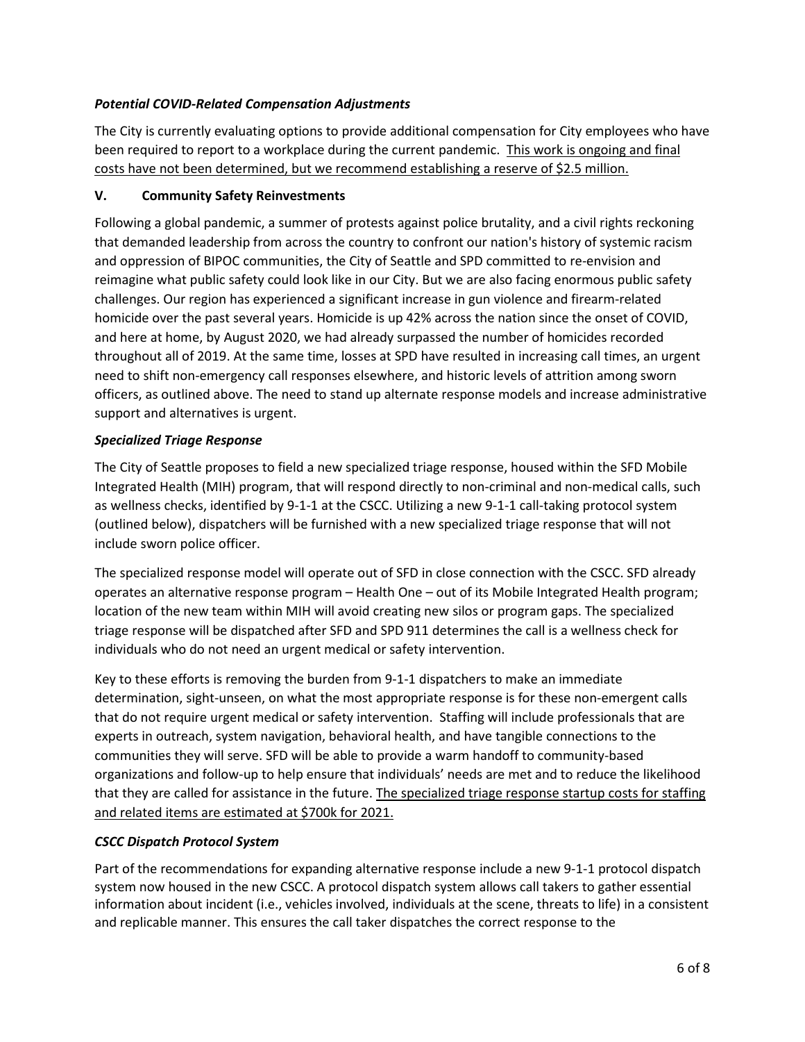***Potential COVID-Related Compensation Adjustments***

The City is currently evaluating options to provide additional compensation for City employees who have been required to report to a workplace during the current pandemic. <u>This work is ongoing and final costs have not been determined, but we recommend establishing a reserve of $2.5 million.</u>

## V. Community Safety Reinvestments

Following a global pandemic, a summer of protests against police brutality, and a civil rights reckoning that demanded leadership from across the country to confront our nation's history of systemic racism and oppression of BIPOC communities, the City of Seattle and SPD committed to re-envision and reimagine what public safety could look like in our City. But we are also facing enormous public safety challenges. Our region has experienced a significant increase in gun violence and firearm-related homicide over the past several years. Homicide is up 42% across the nation since the onset of COVID, and here at home, by August 2020, we had already surpassed the number of homicides recorded throughout all of 2019. At the same time, losses at SPD have resulted in increasing call times, an urgent need to shift non-emergency call responses elsewhere, and historic levels of attrition among sworn officers, as outlined above. The need to stand up alternate response models and increase administrative support and alternatives is urgent.

***Specialized Triage Response***

The City of Seattle proposes to field a new specialized triage response, housed within the SFD Mobile Integrated Health (MIH) program, that will respond directly to non-criminal and non-medical calls, such as wellness checks, identified by 9-1-1 at the CSCC. Utilizing a new 9-1-1 call-taking protocol system (outlined below), dispatchers will be furnished with a new specialized triage response that will not include sworn police officer.

The specialized response model will operate out of SFD in close connection with the CSCC. SFD already operates an alternative response program – Health One – out of its Mobile Integrated Health program; location of the new team within MIH will avoid creating new silos or program gaps. The specialized triage response will be dispatched after SFD and SPD 911 determines the call is a wellness check for individuals who do not need an urgent medical or safety intervention.

Key to these efforts is removing the burden from 9-1-1 dispatchers to make an immediate determination, sight-unseen, on what the most appropriate response is for these non-emergent calls that do not require urgent medical or safety intervention. Staffing will include professionals that are experts in outreach, system navigation, behavioral health, and have tangible connections to the communities they will serve. SFD will be able to provide a warm handoff to community-based organizations and follow-up to help ensure that individuals' needs are met and to reduce the likelihood that they are called for assistance in the future. <u>The specialized triage response startup costs for staffing and related items are estimated at $700k for 2021.</u>

***CSCC Dispatch Protocol System***

Part of the recommendations for expanding alternative response include a new 9-1-1 protocol dispatch system now housed in the new CSCC. A protocol dispatch system allows call takers to gather essential information about incident (i.e., vehicles involved, individuals at the scene, threats to life) in a consistent and replicable manner. This ensures the call taker dispatches the correct response to the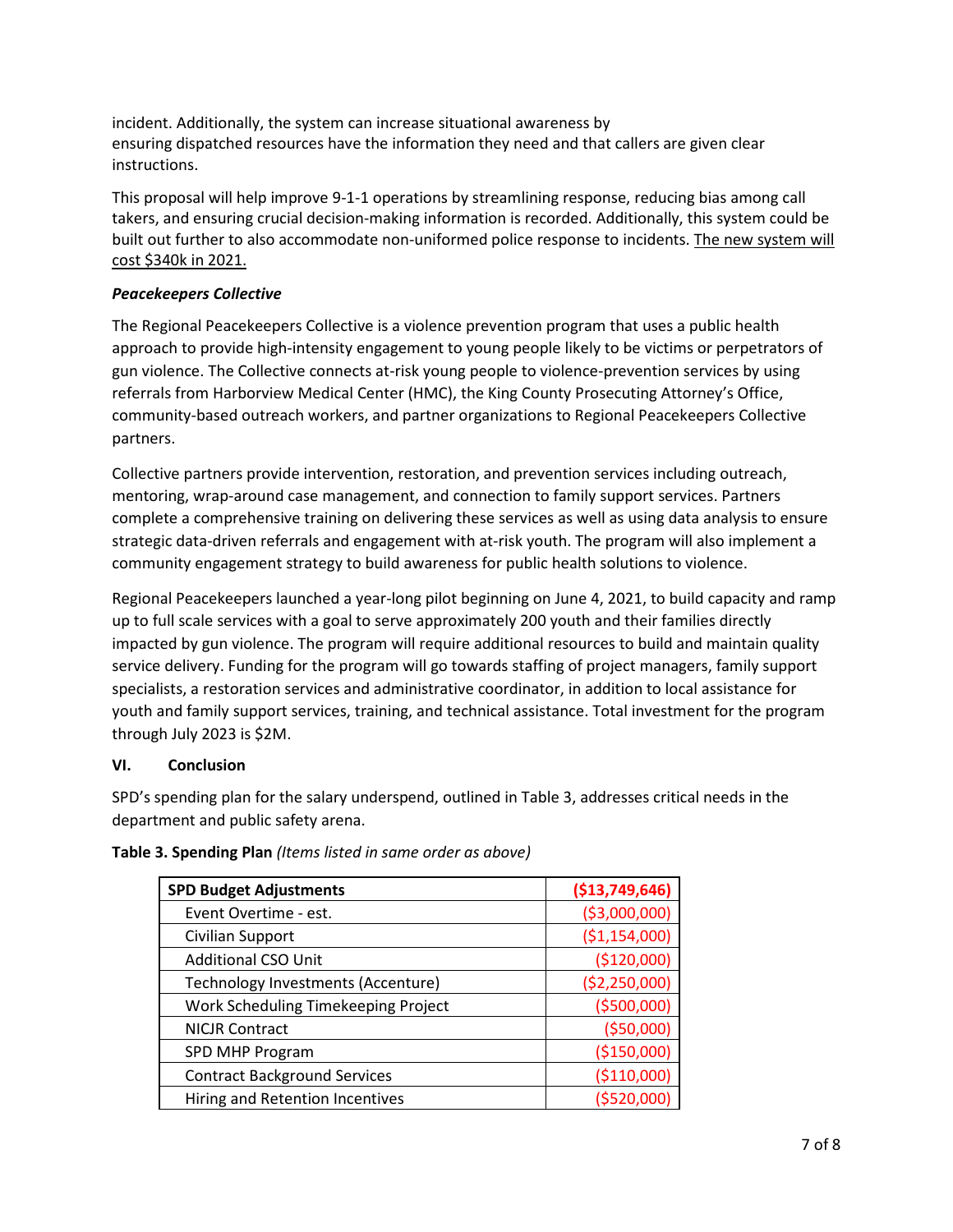incident. Additionally, the system can increase situational awareness by ensuring dispatched resources have the information they need and that callers are given clear instructions.

This proposal will help improve 9-1-1 operations by streamlining response, reducing bias among call takers, and ensuring crucial decision-making information is recorded. Additionally, this system could be built out further to also accommodate non-uniformed police response to incidents. <u>The new system will cost $340k in 2021.</u>

***Peacekeepers Collective***

The Regional Peacekeepers Collective is a violence prevention program that uses a public health approach to provide high-intensity engagement to young people likely to be victims or perpetrators of gun violence. The Collective connects at-risk young people to violence-prevention services by using referrals from Harborview Medical Center (HMC), the King County Prosecuting Attorney's Office, community-based outreach workers, and partner organizations to Regional Peacekeepers Collective partners.

Collective partners provide intervention, restoration, and prevention services including outreach, mentoring, wrap-around case management, and connection to family support services. Partners complete a comprehensive training on delivering these services as well as using data analysis to ensure strategic data-driven referrals and engagement with at-risk youth. The program will also implement a community engagement strategy to build awareness for public health solutions to violence.

Regional Peacekeepers launched a year-long pilot beginning on June 4, 2021, to build capacity and ramp up to full scale services with a goal to serve approximately 200 youth and their families directly impacted by gun violence. The program will require additional resources to build and maintain quality service delivery. Funding for the program will go towards staffing of project managers, family support specialists, a restoration services and administrative coordinator, in addition to local assistance for youth and family support services, training, and technical assistance. Total investment for the program through July 2023 is $2M.

## VI. Conclusion

SPD's spending plan for the salary underspend, outlined in Table 3, addresses critical needs in the department and public safety arena.

**Table 3. Spending Plan** *(Items listed in same order as above)*

| **SPD Budget Adjustments** | **($13,749,646)** |
|---|---|
| Event Overtime - est. | ($3,000,000) |
| Civilian Support | ($1,154,000) |
| Additional CSO Unit | ($120,000) |
| Technology Investments (Accenture) | ($2,250,000) |
| Work Scheduling Timekeeping Project | ($500,000) |
| NICJR Contract | ($50,000) |
| SPD MHP Program | ($150,000) |
| Contract Background Services | ($110,000) |
| Hiring and Retention Incentives | ($520,000) |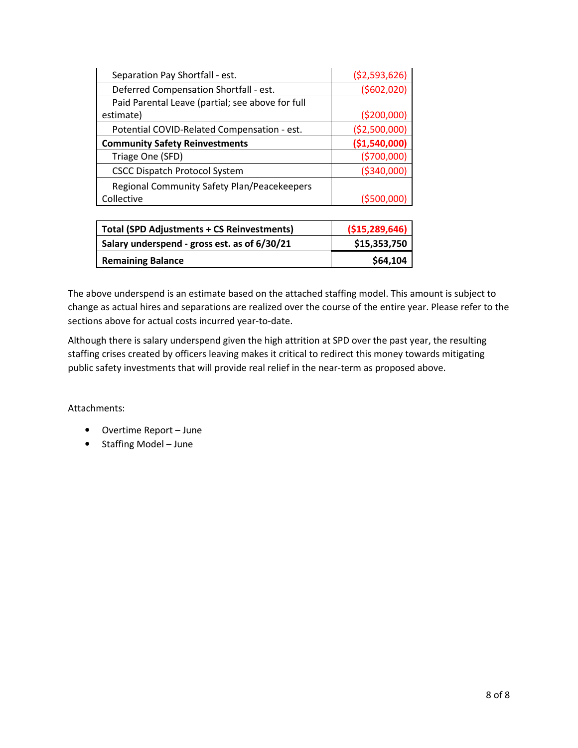| | |
|---|---|
| Separation Pay Shortfall - est. | ($2,593,626) |
| Deferred Compensation Shortfall - est. | ($602,020) |
| Paid Parental Leave (partial; see above for full estimate) | ($200,000) |
| Potential COVID-Related Compensation - est. | ($2,500,000) |
| **Community Safety Reinvestments** | **($1,540,000)** |
| Triage One (SFD) | ($700,000) |
| CSCC Dispatch Protocol System | ($340,000) |
| Regional Community Safety Plan/Peacekeepers Collective | ($500,000) |

| | |
|---|---|
| **Total (SPD Adjustments + CS Reinvestments)** | **($15,289,646)** |
| **Salary underspend - gross est. as of 6/30/21** | **$15,353,750** |
| **Remaining Balance** | **$64,104** |

The above underspend is an estimate based on the attached staffing model. This amount is subject to change as actual hires and separations are realized over the course of the entire year. Please refer to the sections above for actual costs incurred year-to-date.

Although there is salary underspend given the high attrition at SPD over the past year, the resulting staffing crises created by officers leaving makes it critical to redirect this money towards mitigating public safety investments that will provide real relief in the near-term as proposed above.

Attachments:

- Overtime Report – June
- Staffing Model – June